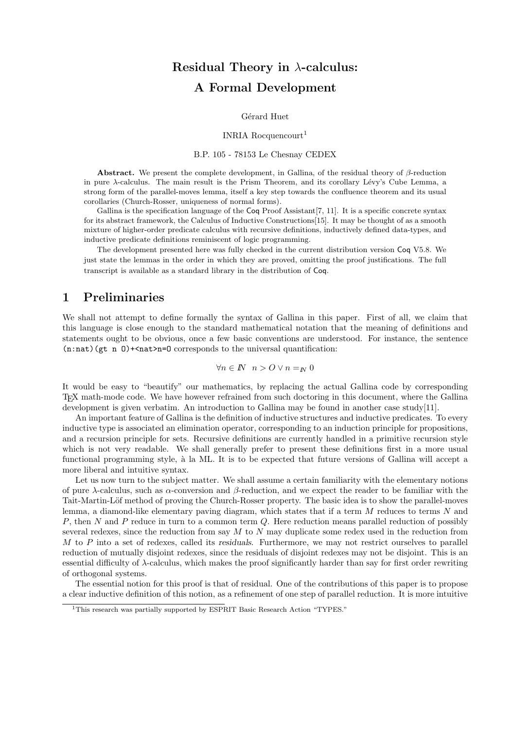# Residual Theory in λ-calculus: A Formal Development

Gérard Huet

INRIA Rocquencourt[1]

B.P. 105 - 78153 Le Chesnay CEDEX

**Abstract.** We present the complete development, in Gallina, of the residual theory of β-reduction in pure λ-calculus. The main result is the Prism Theorem, and its corollary Lévy's Cube Lemma, a strong form of the parallel-moves lemma, itself a key step towards the confluence theorem and its usual corollaries (Church-Rosser, uniqueness of normal forms).

Gallina is the specification language of the Coq Proof Assistant[7, 11]. It is a specific concrete syntax for its abstract framework, the Calculus of Inductive Constructions[15]. It may be thought of as a smooth mixture of higher-order predicate calculus with recursive definitions, inductively defined data-types, and inductive predicate definitions reminiscent of logic programming.

The development presented here was fully checked in the current distribution version Coq V5.8. We just state the lemmas in the order in which they are proved, omitting the proof justifications. The full transcript is available as a standard library in the distribution of Coq.

## 1 Preliminaries

We shall not attempt to define formally the syntax of Gallina in this paper. First of all, we claim that this language is close enough to the standard mathematical notation that the meaning of definitions and statements ought to be obvious, once a few basic conventions are understood. For instance, the sentence `(n:nat)(gt n O)+<nat>n=O` corresponds to the universal quantification:

$$\forall n \in \mathbb{N} \;\; n > O \vee n =_{\mathbb{N}} 0$$

It would be easy to "beautify" our mathematics, by replacing the actual Gallina code by corresponding TEX math-mode code. We have however refrained from such doctoring in this document, where the Gallina development is given verbatim. An introduction to Gallina may be found in another case study[11].

An important feature of Gallina is the definition of inductive structures and inductive predicates. To every inductive type is associated an elimination operator, corresponding to an induction principle for propositions, and a recursion principle for sets. Recursive definitions are currently handled in a primitive recursion style which is not very readable. We shall generally prefer to present these definitions first in a more usual functional programming style, à la ML. It is to be expected that future versions of Gallina will accept a more liberal and intuitive syntax.

Let us now turn to the subject matter. We shall assume a certain familiarity with the elementary notions of pure λ-calculus, such as α-conversion and β-reduction, and we expect the reader to be familiar with the Tait-Martin-Löf method of proving the Church-Rosser property. The basic idea is to show the parallel-moves lemma, a diamond-like elementary paving diagram, which states that if a term $M$ reduces to terms $N$ and $P$, then $N$ and $P$ reduce in turn to a common term $Q$. Here reduction means parallel reduction of possibly several redexes, since the reduction from say $M$ to $N$ may duplicate some redex used in the reduction from $M$ to $P$ into a set of redexes, called its *residuals*. Furthermore, we may not restrict ourselves to parallel reduction of mutually disjoint redexes, since the residuals of disjoint redexes may not be disjoint. This is an essential difficulty of λ-calculus, which makes the proof significantly harder than say for first order rewriting of orthogonal systems.

The essential notion for this proof is that of residual. One of the contributions of this paper is to propose a clear inductive definition of this notion, as a refinement of one step of parallel reduction. It is more intuitive

[1] This research was partially supported by ESPRIT Basic Research Action "TYPES."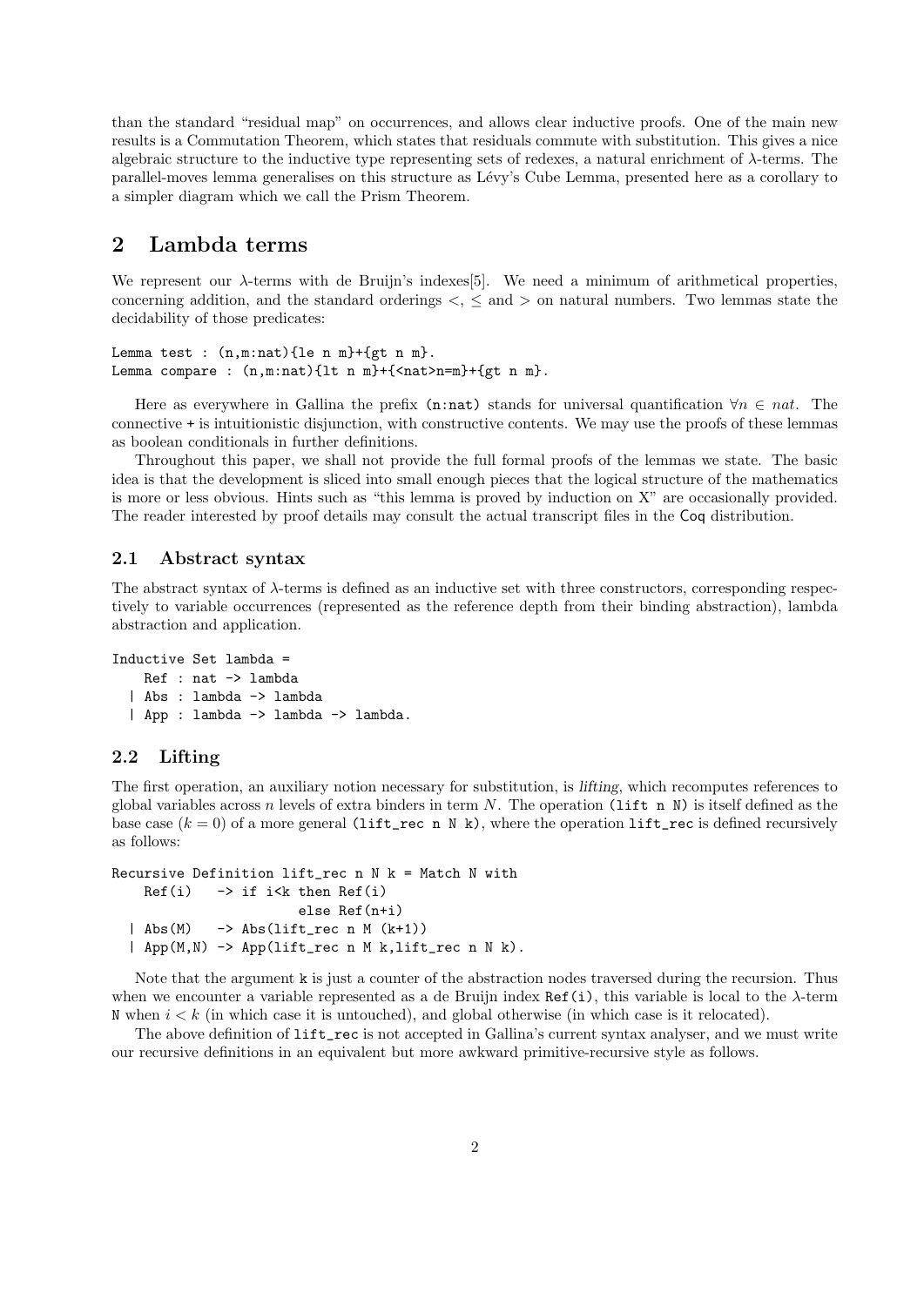than the standard "residual map" on occurrences, and allows clear inductive proofs. One of the main new results is a Commutation Theorem, which states that residuals commute with substitution. This gives a nice algebraic structure to the inductive type representing sets of redexes, a natural enrichment of $\lambda$-terms. The parallel-moves lemma generalises on this structure as Lévy's Cube Lemma, presented here as a corollary to a simpler diagram which we call the Prism Theorem.

## 2 Lambda terms

We represent our $\lambda$-terms with de Bruijn's indexes[5]. We need a minimum of arithmetical properties, concerning addition, and the standard orderings $<$, $\leq$ and $>$ on natural numbers. Two lemmas state the decidability of those predicates:

```
Lemma test : (n,m:nat){le n m}+{gt n m}.
Lemma compare : (n,m:nat){lt n m}+{<nat>n=m}+{gt n m}.
```

Here as everywhere in Gallina the prefix `(n:nat)` stands for universal quantification $\forall n \in nat$. The connective `+` is intuitionistic disjunction, with constructive contents. We may use the proofs of these lemmas as boolean conditionals in further definitions.

Throughout this paper, we shall not provide the full formal proofs of the lemmas we state. The basic idea is that the development is sliced into small enough pieces that the logical structure of the mathematics is more or less obvious. Hints such as "this lemma is proved by induction on X" are occasionally provided. The reader interested by proof details may consult the actual transcript files in the Coq distribution.

### 2.1 Abstract syntax

The abstract syntax of $\lambda$-terms is defined as an inductive set with three constructors, corresponding respectively to variable occurrences (represented as the reference depth from their binding abstraction), lambda abstraction and application.

```
Inductive Set lambda =
    Ref : nat -> lambda
  | Abs : lambda -> lambda
  | App : lambda -> lambda -> lambda.
```

### 2.2 Lifting

The first operation, an auxiliary notion necessary for substitution, is *lifting*, which recomputes references to global variables across $n$ levels of extra binders in term $N$. The operation `(lift n N)` is itself defined as the base case ($k = 0$) of a more general `(lift_rec n N k)`, where the operation `lift_rec` is defined recursively as follows:

```
Recursive Definition lift_rec n N k = Match N with
    Ref(i)   -> if i<k then Ref(i)
                       else Ref(n+i)
  | Abs(M)   -> Abs(lift_rec n M (k+1))
  | App(M,N) -> App(lift_rec n M k,lift_rec n N k).
```

Note that the argument `k` is just a counter of the abstraction nodes traversed during the recursion. Thus when we encounter a variable represented as a de Bruijn index `Ref(i)`, this variable is local to the $\lambda$-term `N` when $i < k$ (in which case it is untouched), and global otherwise (in which case is it relocated).

The above definition of `lift_rec` is not accepted in Gallina's current syntax analyser, and we must write our recursive definitions in an equivalent but more awkward primitive-recursive style as follows.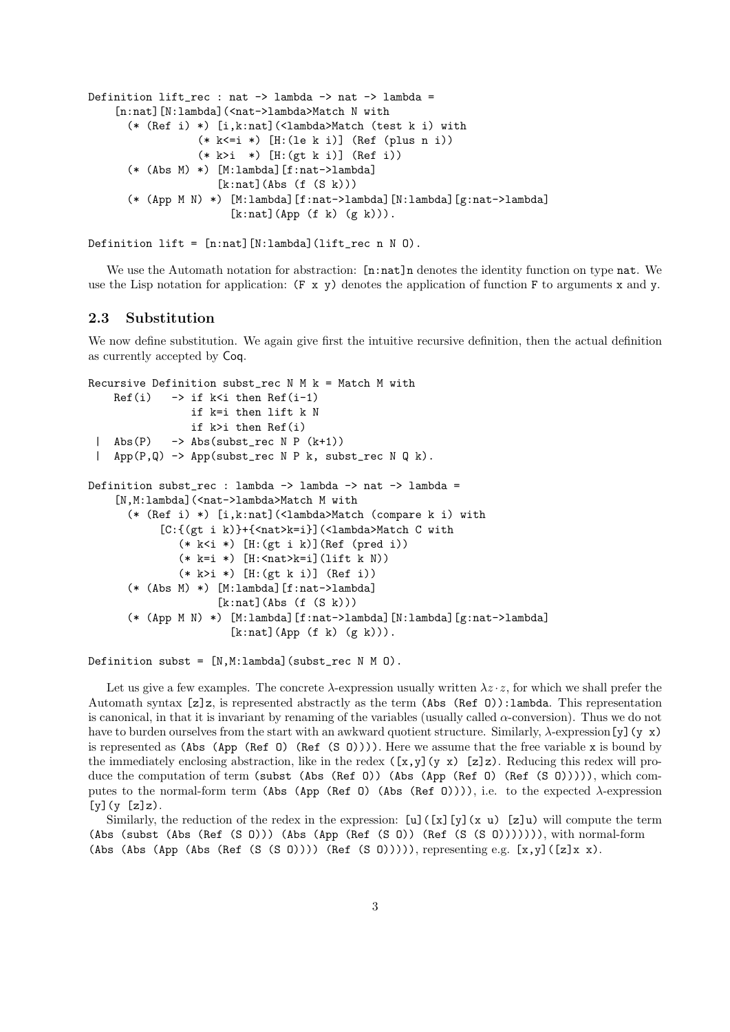```
Definition lift_rec : nat -> lambda -> nat -> lambda =
    [n:nat][N:lambda](<nat->lambda>Match N with
      (* (Ref i) *) [i,k:nat](<lambda>Match (test k i) with
                (* k<=i *) [H:(le k i)] (Ref (plus n i))
                (* k>i  *) [H:(gt k i)] (Ref i))
      (* (Abs M) *) [M:lambda][f:nat->lambda]
                    [k:nat](Abs (f (S k)))
      (* (App M N) *) [M:lambda][f:nat->lambda][N:lambda][g:nat->lambda]
                      [k:nat](App (f k) (g k))).

Definition lift = [n:nat][N:lambda](lift_rec n N O).
```

We use the Automath notation for abstraction: `[n:nat]n` denotes the identity function on type `nat`. We use the Lisp notation for application: `(F x y)` denotes the application of function `F` to arguments `x` and `y`.

### 2.3 Substitution

We now define substitution. We again give first the intuitive recursive definition, then the actual definition as currently accepted by Coq.

```
Recursive Definition subst_rec N M k = Match M with
    Ref(i)   -> if k<i then Ref(i-1)
                if k=i then lift k N
                if k>i then Ref(i)
 |  Abs(P)   -> Abs(subst_rec N P (k+1))
 |  App(P,Q) -> App(subst_rec N P k, subst_rec N Q k).

Definition subst_rec : lambda -> lambda -> nat -> lambda =
    [N,M:lambda](<nat->lambda>Match M with
      (* (Ref i) *) [i,k:nat](<lambda>Match (compare k i) with
           [C:{(gt i k)}+{<nat>k=i}](<lambda>Match C with
              (* k<i *) [H:(gt i k)](Ref (pred i))
              (* k=i *) [H:<nat>k=i](lift k N))
              (* k>i *) [H:(gt k i)] (Ref i))
      (* (Abs M) *) [M:lambda][f:nat->lambda]
                    [k:nat](Abs (f (S k)))
      (* (App M N) *) [M:lambda][f:nat->lambda][N:lambda][g:nat->lambda]
                      [k:nat](App (f k) (g k))).

Definition subst = [N,M:lambda](subst_rec N M O).
```

Let us give a few examples. The concrete $\lambda$-expression usually written $\lambda z \cdot z$, for which we shall prefer the Automath syntax `[z]z`, is represented abstractly as the term `(Abs (Ref O)):lambda`. This representation is canonical, in that it is invariant by renaming of the variables (usually called $\alpha$-conversion). Thus we do not have to burden ourselves from the start with an awkward quotient structure. Similarly, $\lambda$-expression `[y](y x)` is represented as `(Abs (App (Ref O) (Ref (S O))))`. Here we assume that the free variable `x` is bound by the immediately enclosing abstraction, like in the redex `([x,y](y x) [z]z)`. Reducing this redex will produce the computation of term `(subst (Abs (Ref O)) (Abs (App (Ref O) (Ref (S O)))))`, which computes to the normal-form term `(Abs (App (Ref O) (Abs (Ref O))))`, i.e. to the expected $\lambda$-expression `[y](y [z]z)`.

Similarly, the reduction of the redex in the expression: `[u]([x][y](x u) [z]u)` will compute the term `(Abs (subst (Abs (Ref (S O))) (Abs (App (Ref (S O)) (Ref (S (S O)))))))`, with normal-form `(Abs (Abs (App (Abs (Ref (S (S O)))) (Ref (S O)))))`, representing e.g. `[x,y]([z]x x)`.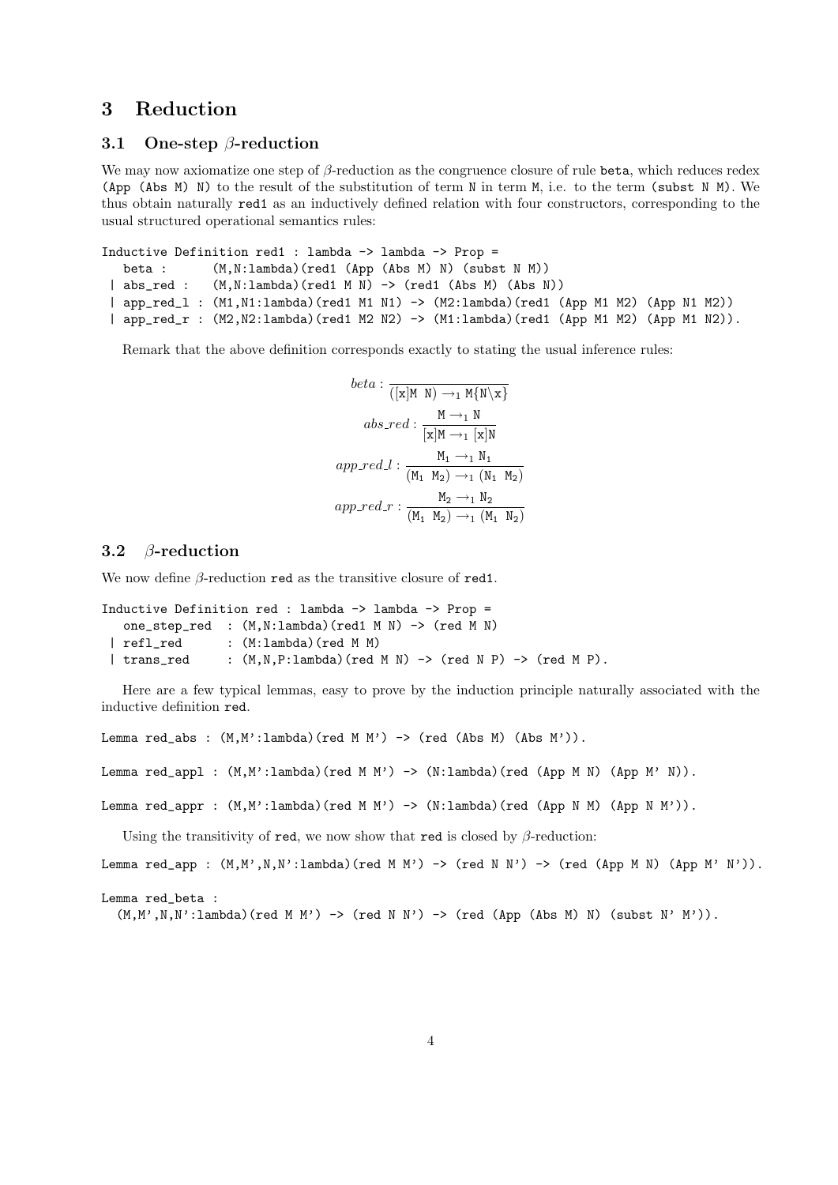## 3 Reduction

### 3.1 One-step $\beta$-reduction

We may now axiomatize one step of $\beta$-reduction as the congruence closure of rule `beta`, which reduces redex `(App (Abs M) N)` to the result of the substitution of term `N` in term `M`, i.e. to the term `(subst N M)`. We thus obtain naturally `red1` as an inductively defined relation with four constructors, corresponding to the usual structured operational semantics rules:

```
Inductive Definition red1 : lambda -> lambda -> Prop =
   beta :      (M,N:lambda)(red1 (App (Abs M) N) (subst N M))
 | abs_red :   (M,N:lambda)(red1 M N) -> (red1 (Abs M) (Abs N))
 | app_red_l : (M1,N1:lambda)(red1 M1 N1) -> (M2:lambda)(red1 (App M1 M2) (App N1 M2))
 | app_red_r : (M2,N2:lambda)(red1 M2 N2) -> (M1:lambda)(red1 (App M1 M2) (App M1 N2)).
```

Remark that the above definition corresponds exactly to stating the usual inference rules:

$$beta : \frac{}{(\texttt{[x]M N}) \rightarrow_1 \texttt{M}\{\texttt{N}\backslash\texttt{x}\}}$$

$$abs\_red : \frac{\texttt{M} \rightarrow_1 \texttt{N}}{\texttt{[x]M} \rightarrow_1 \texttt{[x]N}}$$

$$app\_red\_l : \frac{\texttt{M}_1 \rightarrow_1 \texttt{N}_1}{(\texttt{M}_1\ \texttt{M}_2) \rightarrow_1 (\texttt{N}_1\ \texttt{M}_2)}$$

$$app\_red\_r : \frac{\texttt{M}_2 \rightarrow_1 \texttt{N}_2}{(\texttt{M}_1\ \texttt{M}_2) \rightarrow_1 (\texttt{M}_1\ \texttt{N}_2)}$$

### 3.2 $\beta$-reduction

We now define $\beta$-reduction `red` as the transitive closure of `red1`.

```
Inductive Definition red : lambda -> lambda -> Prop =
   one_step_red  : (M,N:lambda)(red1 M N) -> (red M N)
 | refl_red      : (M:lambda)(red M M)
 | trans_red     : (M,N,P:lambda)(red M N) -> (red N P) -> (red M P).
```

Here are a few typical lemmas, easy to prove by the induction principle naturally associated with the inductive definition `red`.

```
Lemma red_abs : (M,M':lambda)(red M M') -> (red (Abs M) (Abs M')).

Lemma red_appl : (M,M':lambda)(red M M') -> (N:lambda)(red (App M N) (App M' N)).

Lemma red_appr : (M,M':lambda)(red M M') -> (N:lambda)(red (App N M) (App N M')).
```

Using the transitivity of `red`, we now show that `red` is closed by $\beta$-reduction:

```
Lemma red_app : (M,M',N,N':lambda)(red M M') -> (red N N') -> (red (App M N) (App M' N')).

Lemma red_beta :
  (M,M',N,N':lambda)(red M M') -> (red N N') -> (red (App (Abs M) N) (subst N' M')).
```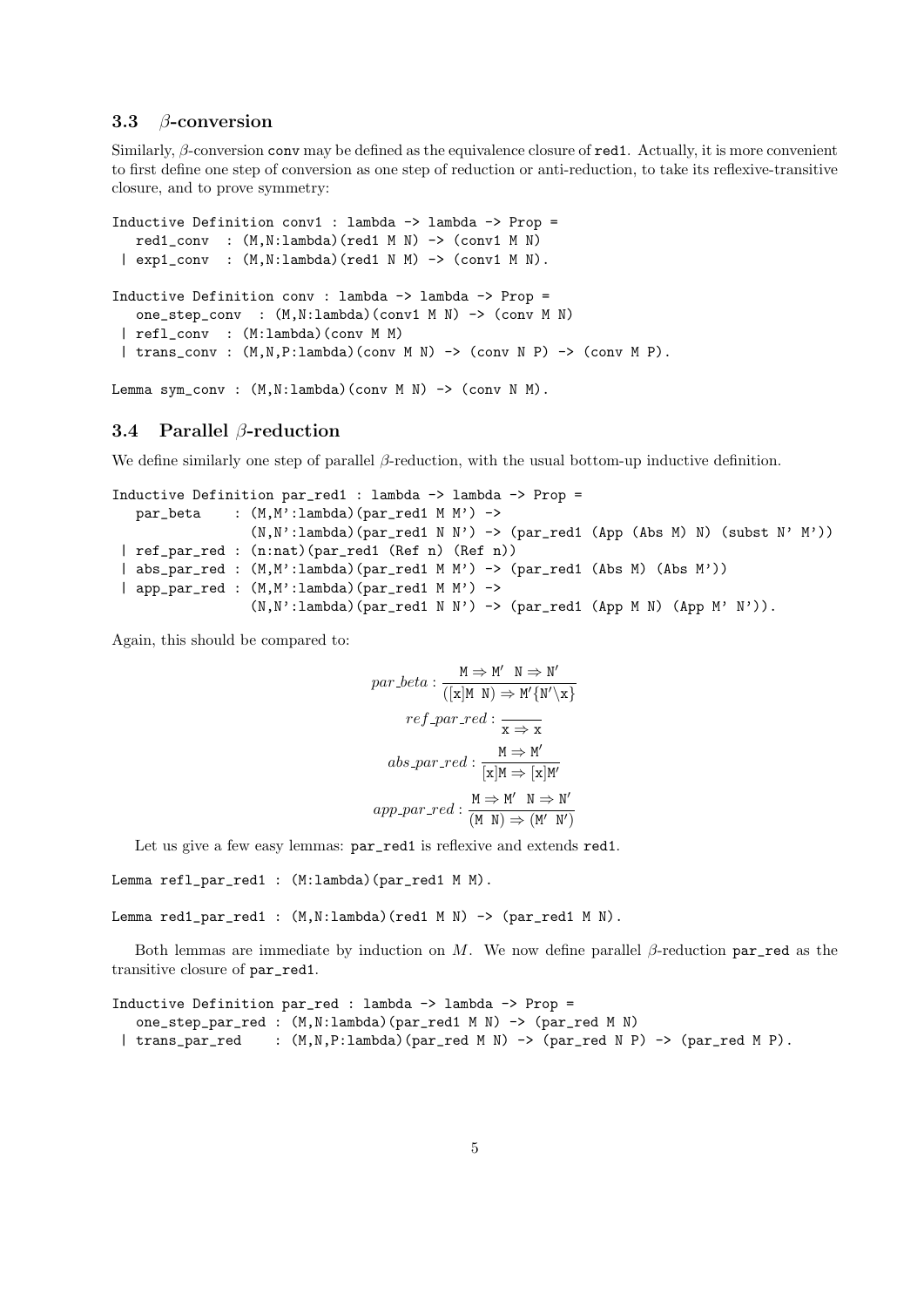### 3.3 $\beta$-conversion

Similarly, $\beta$-conversion conv may be defined as the equivalence closure of red1. Actually, it is more convenient to first define one step of conversion as one step of reduction or anti-reduction, to take its reflexive-transitive closure, and to prove symmetry:

```
Inductive Definition conv1 : lambda -> lambda -> Prop =
   red1_conv  : (M,N:lambda)(red1 M N) -> (conv1 M N)
 | exp1_conv  : (M,N:lambda)(red1 N M) -> (conv1 M N).

Inductive Definition conv : lambda -> lambda -> Prop =
   one_step_conv  : (M,N:lambda)(conv1 M N) -> (conv M N)
 | refl_conv  : (M:lambda)(conv M M)
 | trans_conv : (M,N,P:lambda)(conv M N) -> (conv N P) -> (conv M P).

Lemma sym_conv : (M,N:lambda)(conv M N) -> (conv N M).
```

### 3.4 Parallel $\beta$-reduction

We define similarly one step of parallel $\beta$-reduction, with the usual bottom-up inductive definition.

```
Inductive Definition par_red1 : lambda -> lambda -> Prop =
   par_beta    : (M,M':lambda)(par_red1 M M') ->
                (N,N':lambda)(par_red1 N N') -> (par_red1 (App (Abs M) N) (subst N' M'))
 | ref_par_red : (n:nat)(par_red1 (Ref n) (Ref n))
 | abs_par_red : (M,M':lambda)(par_red1 M M') -> (par_red1 (Abs M) (Abs M'))
 | app_par_red : (M,M':lambda)(par_red1 M M') ->
                (N,N':lambda)(par_red1 N N') -> (par_red1 (App M N) (App M' N')).
```

Again, this should be compared to:

$$par\_beta : \frac{\mathtt{M} \Rightarrow \mathtt{M'} \quad \mathtt{N} \Rightarrow \mathtt{N'}}{([\mathtt{x}]\mathtt{M}\ \mathtt{N}) \Rightarrow \mathtt{M'}\{\mathtt{N'}\backslash \mathtt{x}\}}$$

$$ref\_par\_red : \frac{}{\mathtt{x} \Rightarrow \mathtt{x}}$$

$$abs\_par\_red : \frac{\mathtt{M} \Rightarrow \mathtt{M'}}{[\mathtt{x}]\mathtt{M} \Rightarrow [\mathtt{x}]\mathtt{M'}}$$

$$app\_par\_red : \frac{\mathtt{M} \Rightarrow \mathtt{M'} \quad \mathtt{N} \Rightarrow \mathtt{N'}}{(\mathtt{M}\ \mathtt{N}) \Rightarrow (\mathtt{M'}\ \mathtt{N'})}$$

Let us give a few easy lemmas: par_red1 is reflexive and extends red1.

```
Lemma refl_par_red1 : (M:lambda)(par_red1 M M).

Lemma red1_par_red1 : (M,N:lambda)(red1 M N) -> (par_red1 M N).
```

Both lemmas are immediate by induction on $M$. We now define parallel $\beta$-reduction par_red as the transitive closure of par_red1.

```
Inductive Definition par_red : lambda -> lambda -> Prop =
   one_step_par_red : (M,N:lambda)(par_red1 M N) -> (par_red M N)
 | trans_par_red    : (M,N,P:lambda)(par_red M N) -> (par_red N P) -> (par_red M P).
```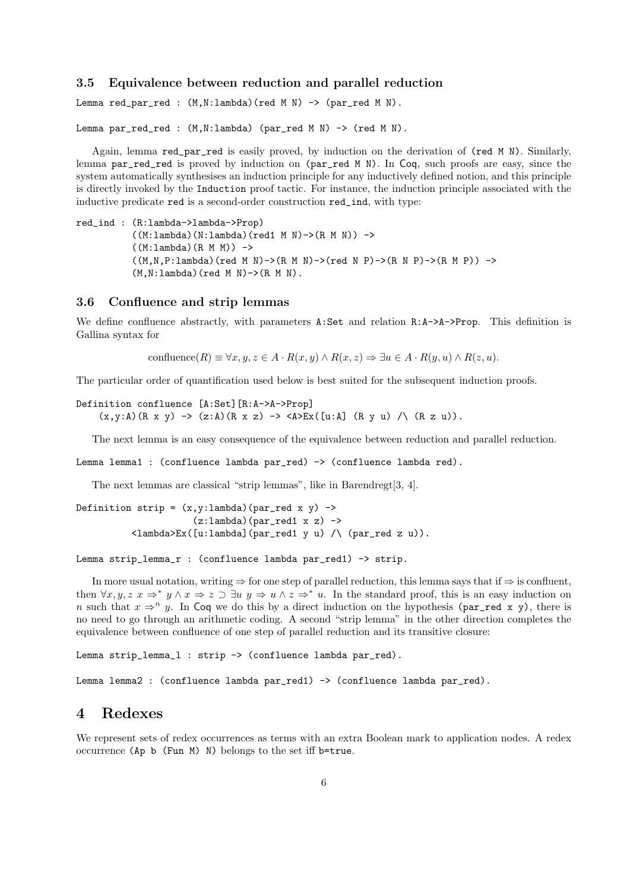### 3.5 Equivalence between reduction and parallel reduction

```
Lemma red_par_red : (M,N:lambda)(red M N) -> (par_red M N).
```

```
Lemma par_red_red : (M,N:lambda) (par_red M N) -> (red M N).
```

Again, lemma `red_par_red` is easily proved, by induction on the derivation of `(red M N)`. Similarly, lemma `par_red_red` is proved by induction on `(par_red M N)`. In Coq, such proofs are easy, since the system automatically synthesises an induction principle for any inductively defined notion, and this principle is directly invoked by the `Induction` proof tactic. For instance, the induction principle associated with the inductive predicate `red` is a second-order construction `red_ind`, with type:

```
red_ind : (R:lambda->lambda->Prop)
          ((M:lambda)(N:lambda)(red1 M N)->(R M N)) ->
          ((M:lambda)(R M M)) ->
          ((M,N,P:lambda)(red M N)->(R M N)->(red N P)->(R N P)->(R M P)) ->
          (M,N:lambda)(red M N)->(R M N).
```

### 3.6 Confluence and strip lemmas

We define confluence abstractly, with parameters `A:Set` and relation `R:A->A->Prop`. This definition is Gallina syntax for

$$\text{confluence}(R) \equiv \forall x, y, z \in A \cdot R(x, y) \wedge R(x, z) \Rightarrow \exists u \in A \cdot R(y, u) \wedge R(z, u).$$

The particular order of quantification used below is best suited for the subsequent induction proofs.

```
Definition confluence [A:Set][R:A->A->Prop]
    (x,y:A)(R x y) -> (z:A)(R x z) -> <A>Ex([u:A] (R y u) /\ (R z u)).
```

The next lemma is an easy consequence of the equivalence between reduction and parallel reduction.

```
Lemma lemma1 : (confluence lambda par_red) -> (confluence lambda red).
```

The next lemmas are classical "strip lemmas", like in Barendregt[3, 4].

```
Definition strip = (x,y:lambda)(par_red x y) ->
                   (z:lambda)(par_red1 x z) ->
          <lambda>Ex([u:lambda](par_red1 y u) /\ (par_red z u)).
```

```
Lemma strip_lemma_r : (confluence lambda par_red1) -> strip.
```

In more usual notation, writing $\Rightarrow$ for one step of parallel reduction, this lemma says that if $\Rightarrow$ is confluent, then $\forall x, y, z\ x \Rightarrow^* y \wedge x \Rightarrow z \supset \exists u\ y \Rightarrow u \wedge z \Rightarrow^* u$. In the standard proof, this is an easy induction on $n$ such that $x \Rightarrow^n y$. In Coq we do this by a direct induction on the hypothesis `(par_red x y)`, there is no need to go through an arithmetic coding. A second "strip lemma" in the other direction completes the equivalence between confluence of one step of parallel reduction and its transitive closure:

```
Lemma strip_lemma_l : strip -> (confluence lambda par_red).
```

```
Lemma lemma2 : (confluence lambda par_red1) -> (confluence lambda par_red).
```

# 4 Redexes

We represent sets of redex occurrences as terms with an extra Boolean mark to application nodes. A redex occurrence `(Ap b (Fun M) N)` belongs to the set iff `b=true`.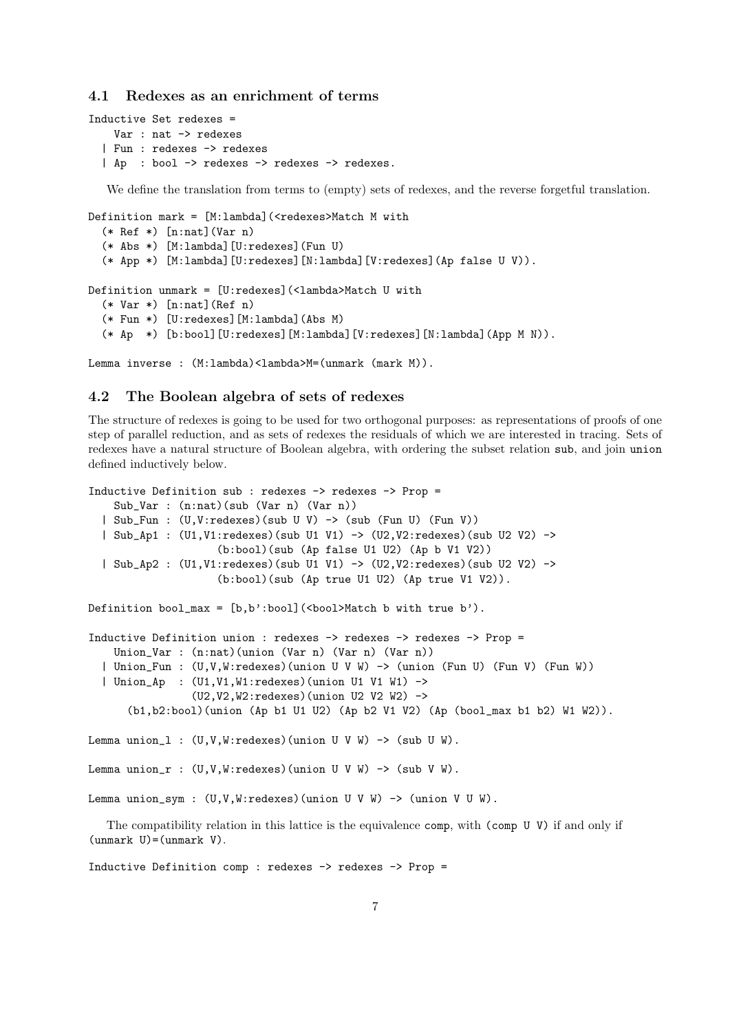### 4.1 Redexes as an enrichment of terms

```
Inductive Set redexes =
    Var : nat -> redexes
  | Fun : redexes -> redexes
  | Ap  : bool -> redexes -> redexes -> redexes.
```

We define the translation from terms to (empty) sets of redexes, and the reverse forgetful translation.

```
Definition mark = [M:lambda](<redexes>Match M with
  (* Ref *) [n:nat](Var n)
  (* Abs *) [M:lambda][U:redexes](Fun U)
  (* App *) [M:lambda][U:redexes][N:lambda][V:redexes](Ap false U V)).

Definition unmark = [U:redexes](<lambda>Match U with
  (* Var *) [n:nat](Ref n)
  (* Fun *) [U:redexes][M:lambda](Abs M)
  (* Ap  *) [b:bool][U:redexes][M:lambda][V:redexes][N:lambda](App M N)).

Lemma inverse : (M:lambda)<lambda>M=(unmark (mark M)).
```

### 4.2 The Boolean algebra of sets of redexes

The structure of redexes is going to be used for two orthogonal purposes: as representations of proofs of one step of parallel reduction, and as sets of redexes the residuals of which we are interested in tracing. Sets of redexes have a natural structure of Boolean algebra, with ordering the subset relation sub, and join union defined inductively below.

```
Inductive Definition sub : redexes -> redexes -> Prop =
    Sub_Var : (n:nat)(sub (Var n) (Var n))
  | Sub_Fun : (U,V:redexes)(sub U V) -> (sub (Fun U) (Fun V))
  | Sub_Ap1 : (U1,V1:redexes)(sub U1 V1) -> (U2,V2:redexes)(sub U2 V2) ->
                   (b:bool)(sub (Ap false U1 U2) (Ap b V1 V2))
  | Sub_Ap2 : (U1,V1:redexes)(sub U1 V1) -> (U2,V2:redexes)(sub U2 V2) ->
                   (b:bool)(sub (Ap true U1 U2) (Ap true V1 V2)).

Definition bool_max = [b,b':bool](<bool>Match b with true b').

Inductive Definition union : redexes -> redexes -> redexes -> Prop =
    Union_Var : (n:nat)(union (Var n) (Var n) (Var n))
  | Union_Fun : (U,V,W:redexes)(union U V W) -> (union (Fun U) (Fun V) (Fun W))
  | Union_Ap  : (U1,V1,W1:redexes)(union U1 V1 W1) ->
                (U2,V2,W2:redexes)(union U2 V2 W2) ->
      (b1,b2:bool)(union (Ap b1 U1 U2) (Ap b2 V1 V2) (Ap (bool_max b1 b2) W1 W2)).

Lemma union_l : (U,V,W:redexes)(union U V W) -> (sub U W).

Lemma union_r : (U,V,W:redexes)(union U V W) -> (sub V W).

Lemma union_sym : (U,V,W:redexes)(union U V W) -> (union V U W).
```

The compatibility relation in this lattice is the equivalence comp, with (comp U V) if and only if (unmark U)=(unmark V).

```
Inductive Definition comp : redexes -> redexes -> Prop =
```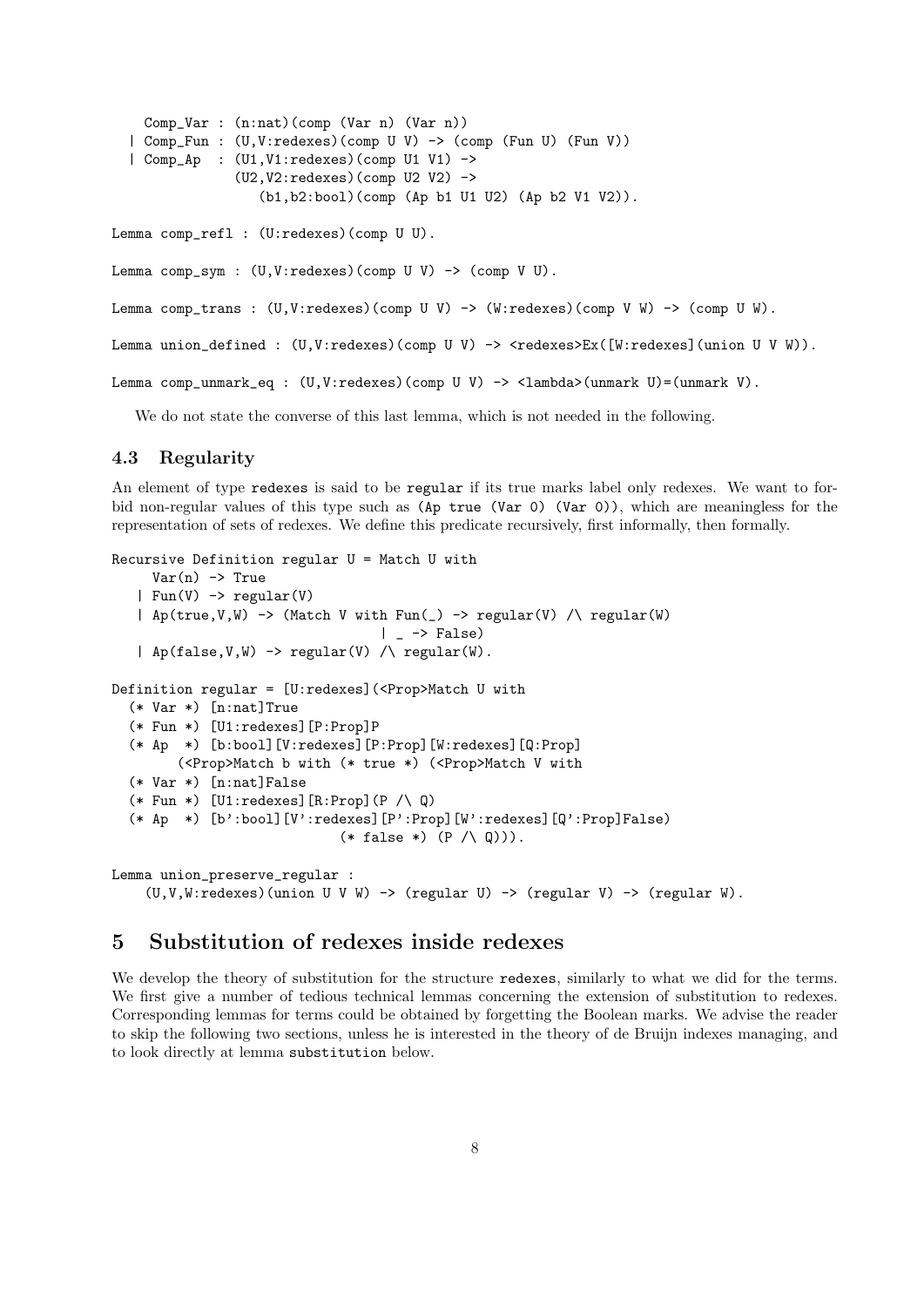```
    Comp_Var : (n:nat)(comp (Var n) (Var n))
  | Comp_Fun : (U,V:redexes)(comp U V) -> (comp (Fun U) (Fun V))
  | Comp_Ap  : (U1,V1:redexes)(comp U1 V1) ->
               (U2,V2:redexes)(comp U2 V2) ->
                 (b1,b2:bool)(comp (Ap b1 U1 U2) (Ap b2 V1 V2)).

Lemma comp_refl : (U:redexes)(comp U U).

Lemma comp_sym : (U,V:redexes)(comp U V) -> (comp V U).

Lemma comp_trans : (U,V:redexes)(comp U V) -> (W:redexes)(comp V W) -> (comp U W).

Lemma union_defined : (U,V:redexes)(comp U V) -> <redexes>Ex([W:redexes](union U V W)).

Lemma comp_unmark_eq : (U,V:redexes)(comp U V) -> <lambda>(unmark U)=(unmark V).
```

We do not state the converse of this last lemma, which is not needed in the following.

### 4.3 Regularity

An element of type `redexes` is said to be `regular` if its true marks label only redexes. We want to forbid non-regular values of this type such as `(Ap true (Var 0) (Var 0))`, which are meaningless for the representation of sets of redexes. We define this predicate recursively, first informally, then formally.

```
Recursive Definition regular U = Match U with
     Var(n) -> True
   | Fun(V) -> regular(V)
   | Ap(true,V,W) -> (Match V with Fun(_) -> regular(V) /\ regular(W)
                                 | _ -> False)
   | Ap(false,V,W) -> regular(V) /\ regular(W).

Definition regular = [U:redexes](<Prop>Match U with
  (* Var *) [n:nat]True
  (* Fun *) [U1:redexes][P:Prop]P
  (* Ap  *) [b:bool][V:redexes][P:Prop][W:redexes][Q:Prop]
       (<Prop>Match b with (* true *) (<Prop>Match V with
  (* Var *) [n:nat]False
  (* Fun *) [U1:redexes][R:Prop](P /\ Q)
  (* Ap  *) [b':bool][V':redexes][P':Prop][W':redexes][Q':Prop]False)
                           (* false *) (P /\ Q))).

Lemma union_preserve_regular :
    (U,V,W:redexes)(union U V W) -> (regular U) -> (regular V) -> (regular W).
```

## 5 Substitution of redexes inside redexes

We develop the theory of substitution for the structure `redexes`, similarly to what we did for the terms. We first give a number of tedious technical lemmas concerning the extension of substitution to redexes. Corresponding lemmas for terms could be obtained by forgetting the Boolean marks. We advise the reader to skip the following two sections, unless he is interested in the theory of de Bruijn indexes managing, and to look directly at lemma `substitution` below.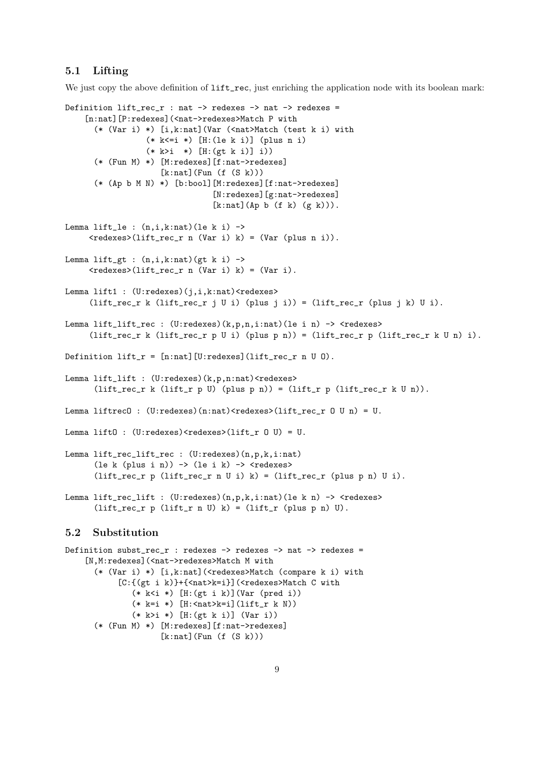## 5.1 Lifting

We just copy the above definition of `lift_rec`, just enriching the application node with its boolean mark:

```
Definition lift_rec_r : nat -> redexes -> nat -> redexes =
    [n:nat][P:redexes](<nat->redexes>Match P with
      (* (Var i) *) [i,k:nat](Var (<nat>Match (test k i) with
                (* k<=i *) [H:(le k i)] (plus n i)
                (* k>i  *) [H:(gt k i)] i))
      (* (Fun M) *) [M:redexes][f:nat->redexes]
                    [k:nat](Fun (f (S k)))
      (* (Ap b M N) *) [b:bool][M:redexes][f:nat->redexes]
                              [N:redexes][g:nat->redexes]
                              [k:nat](Ap b (f k) (g k))).

Lemma lift_le : (n,i,k:nat)(le k i) ->
     <redexes>(lift_rec_r n (Var i) k) = (Var (plus n i)).

Lemma lift_gt : (n,i,k:nat)(gt k i) ->
     <redexes>(lift_rec_r n (Var i) k) = (Var i).

Lemma lift1 : (U:redexes)(j,i,k:nat)<redexes>
     (lift_rec_r k (lift_rec_r j U i) (plus j i)) = (lift_rec_r (plus j k) U i).

Lemma lift_lift_rec : (U:redexes)(k,p,n,i:nat)(le i n) -> <redexes>
     (lift_rec_r k (lift_rec_r p U i) (plus p n)) = (lift_rec_r p (lift_rec_r k U n) i).

Definition lift_r = [n:nat][U:redexes](lift_rec_r n U O).

Lemma lift_lift : (U:redexes)(k,p,n:nat)<redexes>
      (lift_rec_r k (lift_r p U) (plus p n)) = (lift_r p (lift_rec_r k U n)).

Lemma liftrecO : (U:redexes)(n:nat)<redexes>(lift_rec_r O U n) = U.

Lemma liftO : (U:redexes)<redexes>(lift_r O U) = U.

Lemma lift_rec_lift_rec : (U:redexes)(n,p,k,i:nat)
      (le k (plus i n)) -> (le i k) -> <redexes>
      (lift_rec_r p (lift_rec_r n U i) k) = (lift_rec_r (plus p n) U i).

Lemma lift_rec_lift : (U:redexes)(n,p,k,i:nat)(le k n) -> <redexes>
      (lift_rec_r p (lift_r n U) k) = (lift_r (plus p n) U).
```

## 5.2 Substitution

```
Definition subst_rec_r : redexes -> redexes -> nat -> redexes =
    [N,M:redexes](<nat->redexes>Match M with
      (* (Var i) *) [i,k:nat](<redexes>Match (compare k i) with
           [C:{(gt i k)}+{<nat>k=i}](<redexes>Match C with
              (* k<i *) [H:(gt i k)](Var (pred i))
              (* k=i *) [H:<nat>k=i](lift_r k N))
              (* k>i *) [H:(gt k i)] (Var i))
      (* (Fun M) *) [M:redexes][f:nat->redexes]
                    [k:nat](Fun (f (S k)))
```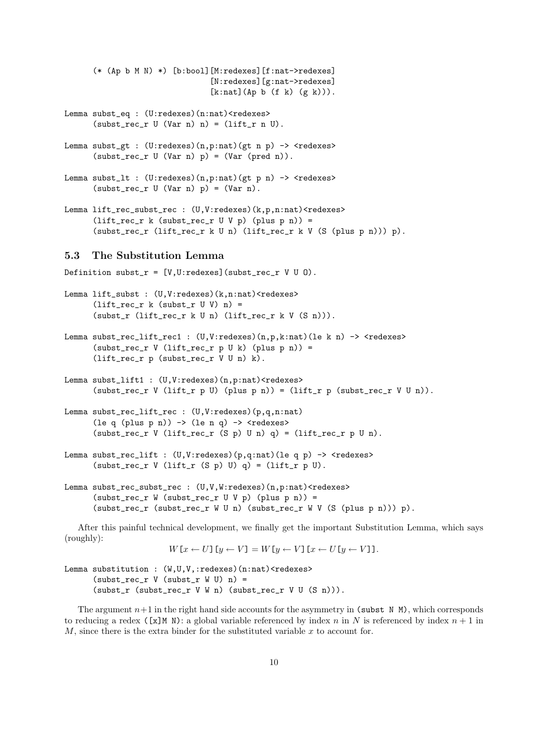```
      (* (Ap b M N) *) [b:bool][M:redexes][f:nat->redexes]
                               [N:redexes][g:nat->redexes]
                               [k:nat](Ap b (f k) (g k))).

Lemma subst_eq : (U:redexes)(n:nat)<redexes>
      (subst_rec_r U (Var n) n) = (lift_r n U).

Lemma subst_gt : (U:redexes)(n,p:nat)(gt n p) -> <redexes>
      (subst_rec_r U (Var n) p) = (Var (pred n)).

Lemma subst_lt : (U:redexes)(n,p:nat)(gt p n) -> <redexes>
      (subst_rec_r U (Var n) p) = (Var n).

Lemma lift_rec_subst_rec : (U,V:redexes)(k,p,n:nat)<redexes>
      (lift_rec_r k (subst_rec_r U V p) (plus p n)) =
      (subst_rec_r (lift_rec_r k U n) (lift_rec_r k V (S (plus p n))) p).
```

### 5.3 The Substitution Lemma

```
Definition subst_r = [V,U:redexes](subst_rec_r V U O).

Lemma lift_subst : (U,V:redexes)(k,n:nat)<redexes>
      (lift_rec_r k (subst_r U V) n) =
      (subst_r (lift_rec_r k U n) (lift_rec_r k V (S n))).

Lemma subst_rec_lift_rec1 : (U,V:redexes)(n,p,k:nat)(le k n) -> <redexes>
      (subst_rec_r V (lift_rec_r p U k) (plus p n)) =
      (lift_rec_r p (subst_rec_r V U n) k).

Lemma subst_lift1 : (U,V:redexes)(n,p:nat)<redexes>
      (subst_rec_r V (lift_r p U) (plus p n)) = (lift_r p (subst_rec_r V U n)).

Lemma subst_rec_lift_rec : (U,V:redexes)(p,q,n:nat)
      (le q (plus p n)) -> (le n q) -> <redexes>
      (subst_rec_r V (lift_rec_r (S p) U n) q) = (lift_rec_r p U n).

Lemma subst_rec_lift : (U,V:redexes)(p,q:nat)(le q p) -> <redexes>
      (subst_rec_r V (lift_r (S p) U) q) = (lift_r p U).

Lemma subst_rec_subst_rec : (U,V,W:redexes)(n,p:nat)<redexes>
      (subst_rec_r W (subst_rec_r U V p) (plus p n)) =
      (subst_rec_r (subst_rec_r W U n) (subst_rec_r W V (S (plus p n))) p).
```

After this painful technical development, we finally get the important Substitution Lemma, which says (roughly):

$$W\,[x \leftarrow U]\,[y \leftarrow V] = W\,[y \leftarrow V]\,[x \leftarrow U\,[y \leftarrow V]\,].$$

```
Lemma substitution : (W,U,V,:redexes)(n:nat)<redexes>
      (subst_rec_r V (subst_r W U) n) =
      (subst_r (subst_rec_r V W n) (subst_rec_r V U (S n))).
```

The argument $n+1$ in the right hand side accounts for the asymmetry in (subst N M), which corresponds to reducing a redex ([x]M N): a global variable referenced by index $n$ in $N$ is referenced by index $n+1$ in $M$, since there is the extra binder for the substituted variable $x$ to account for.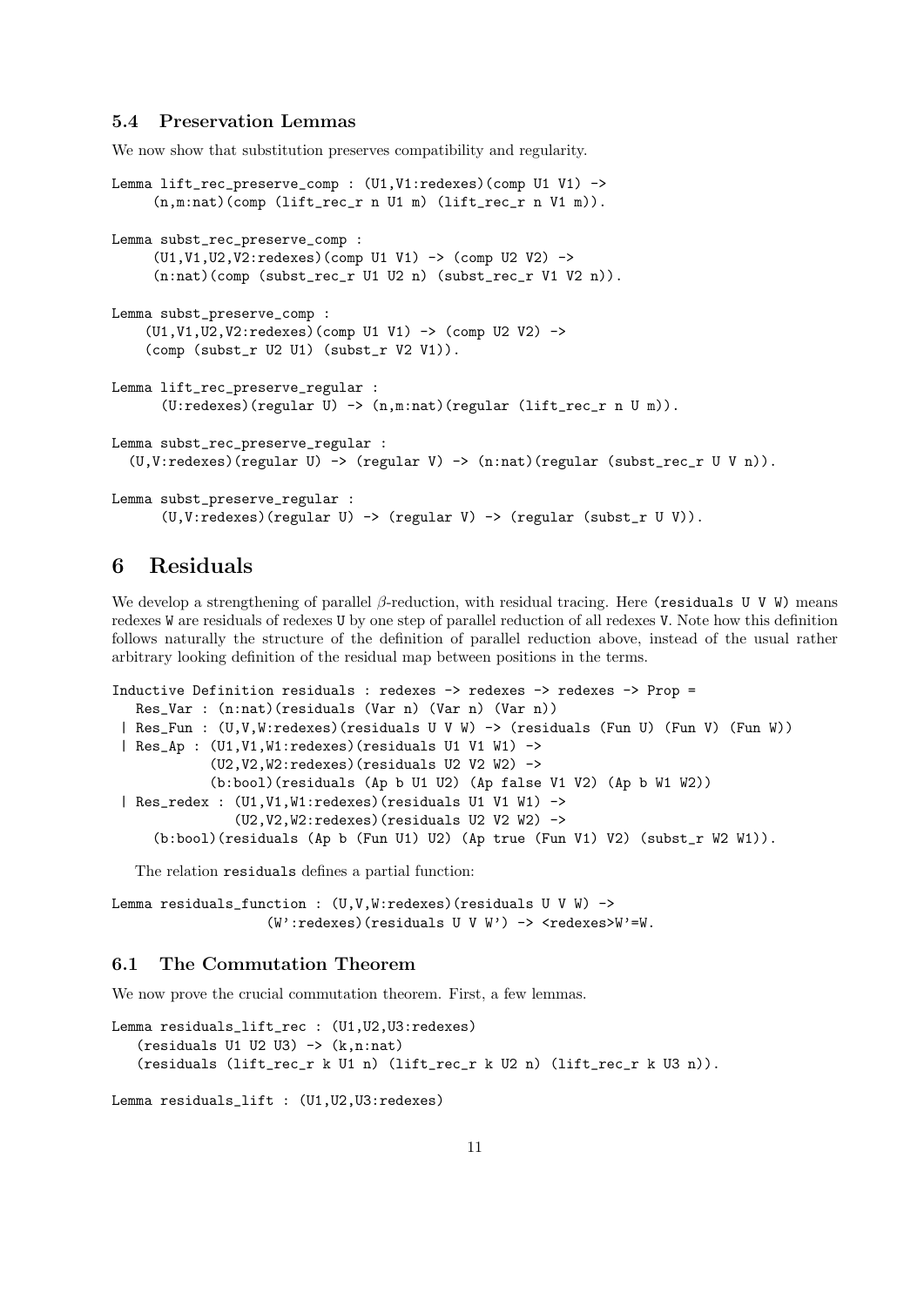### 5.4 Preservation Lemmas

We now show that substitution preserves compatibility and regularity.

```
Lemma lift_rec_preserve_comp : (U1,V1:redexes)(comp U1 V1) ->
     (n,m:nat)(comp (lift_rec_r n U1 m) (lift_rec_r n V1 m)).

Lemma subst_rec_preserve_comp :
     (U1,V1,U2,V2:redexes)(comp U1 V1) -> (comp U2 V2) ->
     (n:nat)(comp (subst_rec_r U1 U2 n) (subst_rec_r V1 V2 n)).

Lemma subst_preserve_comp :
    (U1,V1,U2,V2:redexes)(comp U1 V1) -> (comp U2 V2) ->
    (comp (subst_r U2 U1) (subst_r V2 V1)).

Lemma lift_rec_preserve_regular :
      (U:redexes)(regular U) -> (n,m:nat)(regular (lift_rec_r n U m)).

Lemma subst_rec_preserve_regular :
  (U,V:redexes)(regular U) -> (regular V) -> (n:nat)(regular (subst_rec_r U V n)).

Lemma subst_preserve_regular :
      (U,V:redexes)(regular U) -> (regular V) -> (regular (subst_r U V)).
```

# 6 Residuals

We develop a strengthening of parallel $\beta$-reduction, with residual tracing. Here `(residuals U V W)` means redexes `W` are residuals of redexes `U` by one step of parallel reduction of all redexes `V`. Note how this definition follows naturally the structure of the definition of parallel reduction above, instead of the usual rather arbitrary looking definition of the residual map between positions in the terms.

```
Inductive Definition residuals : redexes -> redexes -> redexes -> Prop =
   Res_Var : (n:nat)(residuals (Var n) (Var n) (Var n))
 | Res_Fun : (U,V,W:redexes)(residuals U V W) -> (residuals (Fun U) (Fun V) (Fun W))
 | Res_Ap : (U1,V1,W1:redexes)(residuals U1 V1 W1) ->
            (U2,V2,W2:redexes)(residuals U2 V2 W2) ->
            (b:bool)(residuals (Ap b U1 U2) (Ap false V1 V2) (Ap b W1 W2))
 | Res_redex : (U1,V1,W1:redexes)(residuals U1 V1 W1) ->
              (U2,V2,W2:redexes)(residuals U2 V2 W2) ->
     (b:bool)(residuals (Ap b (Fun U1) U2) (Ap true (Fun V1) V2) (subst_r W2 W1)).
```

The relation `residuals` defines a partial function:

```
Lemma residuals_function : (U,V,W:redexes)(residuals U V W) ->
                  (W':redexes)(residuals U V W') -> <redexes>W'=W.
```

## 6.1 The Commutation Theorem

We now prove the crucial commutation theorem. First, a few lemmas.

```
Lemma residuals_lift_rec : (U1,U2,U3:redexes)
   (residuals U1 U2 U3) -> (k,n:nat)
   (residuals (lift_rec_r k U1 n) (lift_rec_r k U2 n) (lift_rec_r k U3 n)).

Lemma residuals_lift : (U1,U2,U3:redexes)
```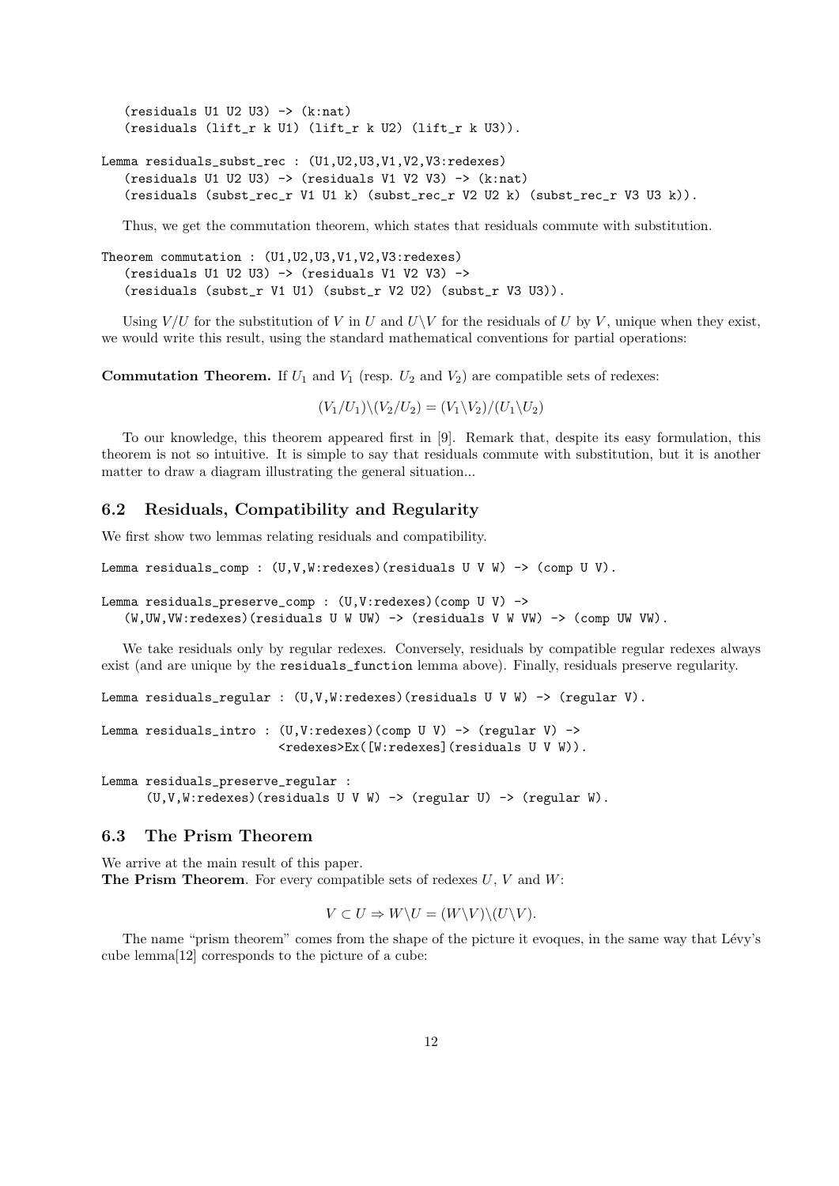```
   (residuals U1 U2 U3) -> (k:nat)
   (residuals (lift_r k U1) (lift_r k U2) (lift_r k U3)).
```

```
Lemma residuals_subst_rec : (U1,U2,U3,V1,V2,V3:redexes)
   (residuals U1 U2 U3) -> (residuals V1 V2 V3) -> (k:nat)
   (residuals (subst_rec_r V1 U1 k) (subst_rec_r V2 U2 k) (subst_rec_r V3 U3 k)).
```

Thus, we get the commutation theorem, which states that residuals commute with substitution.

```
Theorem commutation : (U1,U2,U3,V1,V2,V3:redexes)
   (residuals U1 U2 U3) -> (residuals V1 V2 V3) ->
   (residuals (subst_r V1 U1) (subst_r V2 U2) (subst_r V3 U3)).
```

Using $V/U$ for the substitution of $V$ in $U$ and $U\backslash V$ for the residuals of $U$ by $V$, unique when they exist, we would write this result, using the standard mathematical conventions for partial operations:

**Commutation Theorem.** If $U_1$ and $V_1$ (resp. $U_2$ and $V_2$) are compatible sets of redexes:

$$(V_1/U_1)\backslash(V_2/U_2) = (V_1\backslash V_2)/(U_1\backslash U_2)$$

To our knowledge, this theorem appeared first in [9]. Remark that, despite its easy formulation, this theorem is not so intuitive. It is simple to say that residuals commute with substitution, but it is another matter to draw a diagram illustrating the general situation...

### 6.2 Residuals, Compatibility and Regularity

We first show two lemmas relating residuals and compatibility.

```
Lemma residuals_comp : (U,V,W:redexes)(residuals U V W) -> (comp U V).
```

```
Lemma residuals_preserve_comp : (U,V:redexes)(comp U V) ->
   (W,UW,VW:redexes)(residuals U W UW) -> (residuals V W VW) -> (comp UW VW).
```

We take residuals only by regular redexes. Conversely, residuals by compatible regular redexes always exist (and are unique by the `residuals_function` lemma above). Finally, residuals preserve regularity.

```
Lemma residuals_regular : (U,V,W:redexes)(residuals U V W) -> (regular V).
```

```
Lemma residuals_intro : (U,V:redexes)(comp U V) -> (regular V) ->
                        <redexes>Ex([W:redexes](residuals U V W)).
```

```
Lemma residuals_preserve_regular :
      (U,V,W:redexes)(residuals U V W) -> (regular U) -> (regular W).
```

### 6.3 The Prism Theorem

We arrive at the main result of this paper.
**The Prism Theorem**. For every compatible sets of redexes $U$, $V$ and $W$:

$$V \subset U \Rightarrow W\backslash U = (W\backslash V)\backslash(U\backslash V).$$

The name "prism theorem" comes from the shape of the picture it evoques, in the same way that Lévy's cube lemma[12] corresponds to the picture of a cube: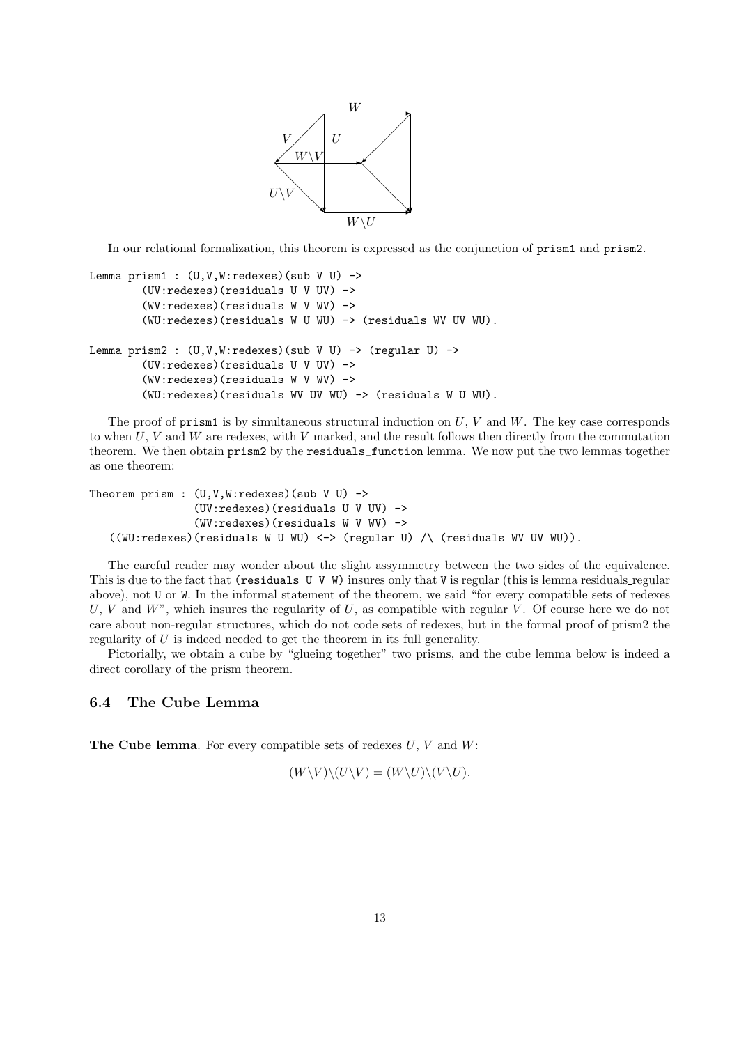In our relational formalization, this theorem is expressed as the conjunction of prism1 and prism2.

```
Lemma prism1 : (U,V,W:redexes)(sub V U) ->
        (UV:redexes)(residuals U V UV) ->
        (WV:redexes)(residuals W V WV) ->
        (WU:redexes)(residuals W U WU) -> (residuals WV UV WU).

Lemma prism2 : (U,V,W:redexes)(sub V U) -> (regular U) ->
        (UV:redexes)(residuals U V UV) ->
        (WV:redexes)(residuals W V WV) ->
        (WU:redexes)(residuals WV UV WU) -> (residuals W U WU).
```

The proof of prism1 is by simultaneous structural induction on $U$, $V$ and $W$. The key case corresponds to when $U$, $V$ and $W$ are redexes, with $V$ marked, and the result follows then directly from the commutation theorem. We then obtain prism2 by the residuals_function lemma. We now put the two lemmas together as one theorem:

```
Theorem prism : (U,V,W:redexes)(sub V U) ->
                (UV:redexes)(residuals U V UV) ->
                (WV:redexes)(residuals W V WV) ->
   ((WU:redexes)(residuals W U WU) <-> (regular U) /\ (residuals WV UV WU)).
```

The careful reader may wonder about the slight assymmetry between the two sides of the equivalence. This is due to the fact that (residuals U V W) insures only that V is regular (this is lemma residuals_regular above), not U or W. In the informal statement of the theorem, we said "for every compatible sets of redexes $U$, $V$ and $W$", which insures the regularity of $U$, as compatible with regular $V$. Of course here we do not care about non-regular structures, which do not code sets of redexes, but in the formal proof of prism2 the regularity of $U$ is indeed needed to get the theorem in its full generality.

Pictorially, we obtain a cube by "glueing together" two prisms, and the cube lemma below is indeed a direct corollary of the prism theorem.

### 6.4 The Cube Lemma

**The Cube lemma**. For every compatible sets of redexes $U$, $V$ and $W$:

$$(W\backslash V)\backslash(U\backslash V) = (W\backslash U)\backslash(V\backslash U).$$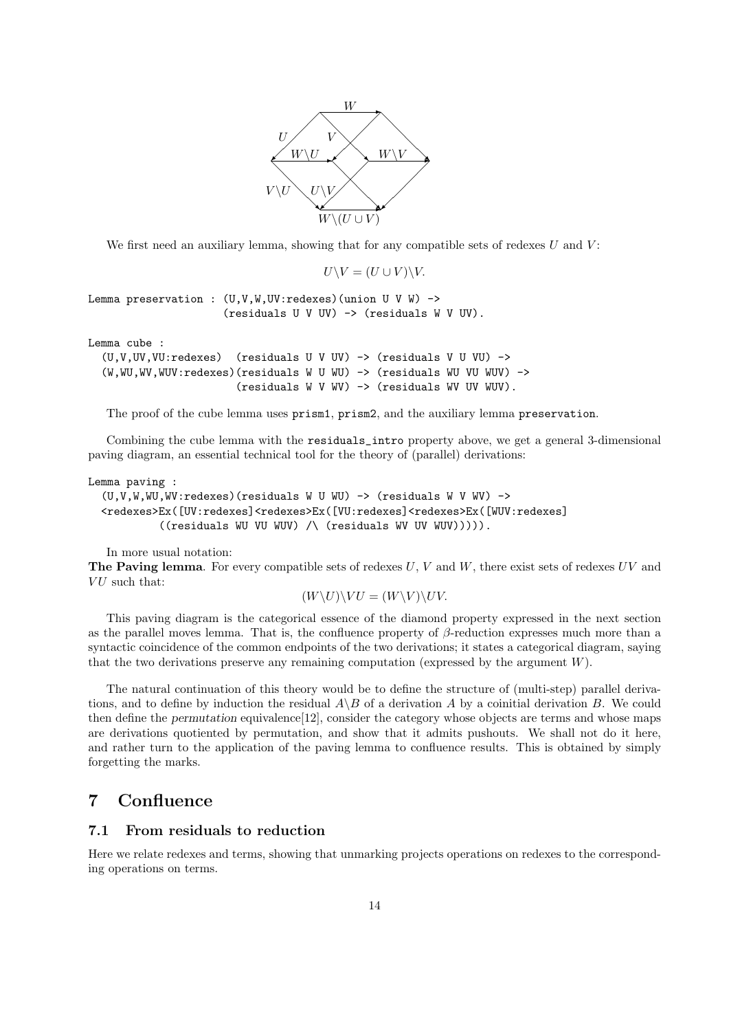We first need an auxiliary lemma, showing that for any compatible sets of redexes $U$ and $V$:

$$U\backslash V = (U \cup V)\backslash V.$$

```
Lemma preservation : (U,V,W,UV:redexes)(union U V W) ->
                     (residuals U V UV) -> (residuals W V UV).
```

```
Lemma cube :
  (U,V,UV,VU:redexes)  (residuals U V UV) -> (residuals V U VU) ->
  (W,WU,WV,WUV:redexes)(residuals W U WU) -> (residuals WU VU WUV) ->
                       (residuals W V WV) -> (residuals WV UV WUV).
```

The proof of the cube lemma uses `prism1`, `prism2`, and the auxiliary lemma `preservation`.

Combining the cube lemma with the `residuals_intro` property above, we get a general 3-dimensional paving diagram, an essential technical tool for the theory of (parallel) derivations:

```
Lemma paving :
  (U,V,W,WU,WV:redexes)(residuals W U WU) -> (residuals W V WV) ->
  <redexes>Ex([UV:redexes]<redexes>Ex([VU:redexes]<redexes>Ex([WUV:redexes]
          ((residuals WU VU WUV) /\ (residuals WV UV WUV))))).
```

In more usual notation:

**The Paving lemma**. For every compatible sets of redexes $U$, $V$ and $W$, there exist sets of redexes $UV$ and $VU$ such that:

$$(W\backslash U)\backslash VU = (W\backslash V)\backslash UV.$$

This paving diagram is the categorical essence of the diamond property expressed in the next section as the parallel moves lemma. That is, the confluence property of $\beta$-reduction expresses much more than a syntactic coincidence of the common endpoints of the two derivations; it states a categorical diagram, saying that the two derivations preserve any remaining computation (expressed by the argument $W$).

The natural continuation of this theory would be to define the structure of (multi-step) parallel derivations, and to define by induction the residual $A\backslash B$ of a derivation $A$ by a coinitial derivation $B$. We could then define the *permutation* equivalence[12], consider the category whose objects are terms and whose maps are derivations quotiented by permutation, and show that it admits pushouts. We shall not do it here, and rather turn to the application of the paving lemma to confluence results. This is obtained by simply forgetting the marks.

## 7 Confluence

### 7.1 From residuals to reduction

Here we relate redexes and terms, showing that unmarking projects operations on redexes to the corresponding operations on terms.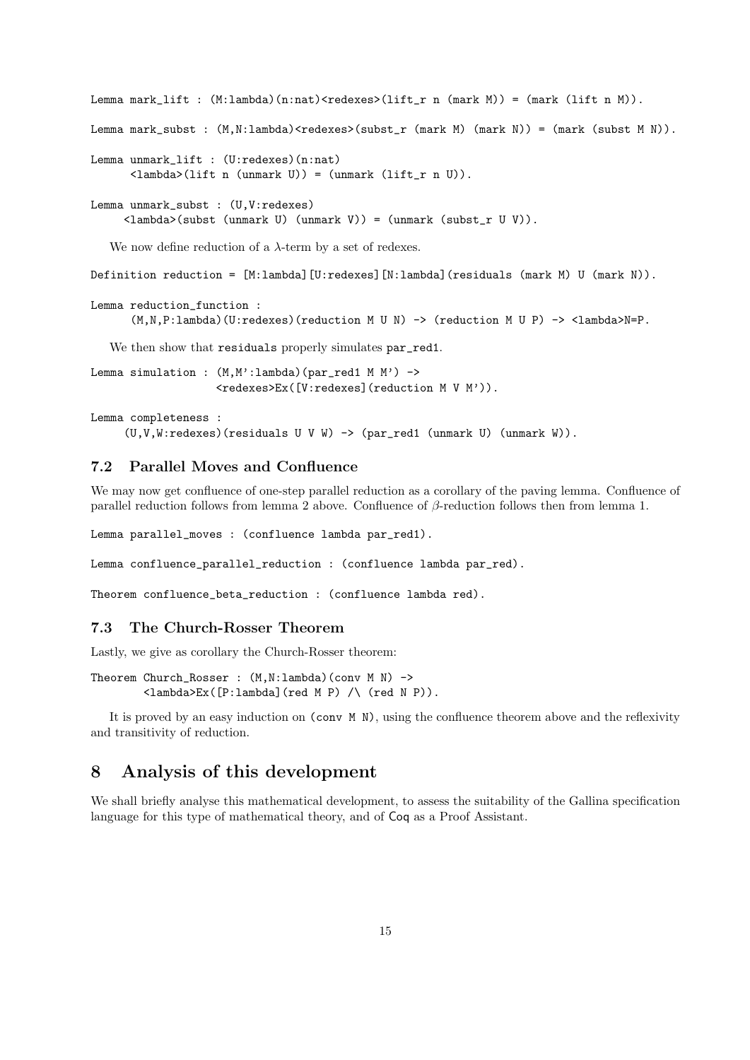```
Lemma mark_lift : (M:lambda)(n:nat)<redexes>(lift_r n (mark M)) = (mark (lift n M)).

Lemma mark_subst : (M,N:lambda)<redexes>(subst_r (mark M) (mark N)) = (mark (subst M N)).

Lemma unmark_lift : (U:redexes)(n:nat)
      <lambda>(lift n (unmark U)) = (unmark (lift_r n U)).

Lemma unmark_subst : (U,V:redexes)
     <lambda>(subst (unmark U) (unmark V)) = (unmark (subst_r U V)).
```

We now define reduction of a λ-term by a set of redexes.

```
Definition reduction = [M:lambda][U:redexes][N:lambda](residuals (mark M) U (mark N)).

Lemma reduction_function :
      (M,N,P:lambda)(U:redexes)(reduction M U N) -> (reduction M U P) -> <lambda>N=P.
```

We then show that `residuals` properly simulates `par_red1`.

```
Lemma simulation : (M,M':lambda)(par_red1 M M') ->
                   <redexes>Ex([V:redexes](reduction M V M')).

Lemma completeness :
     (U,V,W:redexes)(residuals U V W) -> (par_red1 (unmark U) (unmark W)).
```

### 7.2 Parallel Moves and Confluence

We may now get confluence of one-step parallel reduction as a corollary of the paving lemma. Confluence of parallel reduction follows from lemma 2 above. Confluence of $\beta$-reduction follows then from lemma 1.

```
Lemma parallel_moves : (confluence lambda par_red1).

Lemma confluence_parallel_reduction : (confluence lambda par_red).

Theorem confluence_beta_reduction : (confluence lambda red).
```

### 7.3 The Church-Rosser Theorem

Lastly, we give as corollary the Church-Rosser theorem:

```
Theorem Church_Rosser : (M,N:lambda)(conv M N) ->
        <lambda>Ex([P:lambda](red M P) /\ (red N P)).
```

It is proved by an easy induction on `(conv M N)`, using the confluence theorem above and the reflexivity and transitivity of reduction.

## 8 Analysis of this development

We shall briefly analyse this mathematical development, to assess the suitability of the Gallina specification language for this type of mathematical theory, and of Coq as a Proof Assistant.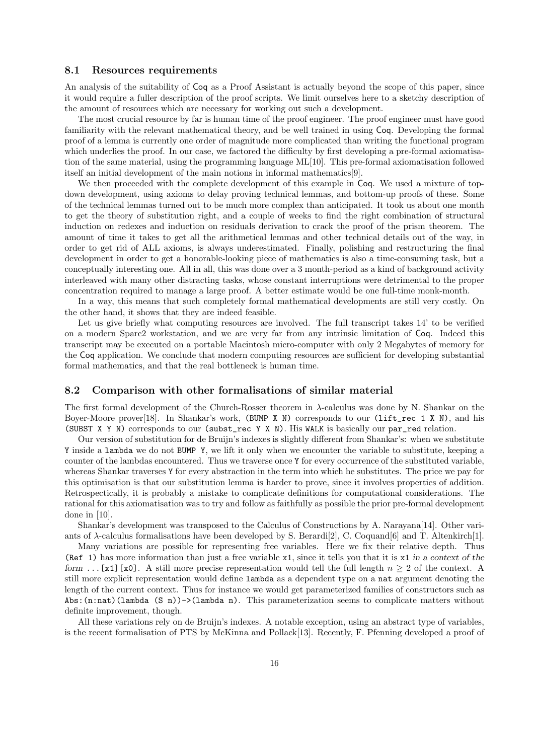### 8.1 Resources requirements

An analysis of the suitability of Coq as a Proof Assistant is actually beyond the scope of this paper, since it would require a fuller description of the proof scripts. We limit ourselves here to a sketchy description of the amount of resources which are necessary for working out such a development.

The most crucial resource by far is human time of the proof engineer. The proof engineer must have good familiarity with the relevant mathematical theory, and be well trained in using Coq. Developing the formal proof of a lemma is currently one order of magnitude more complicated than writing the functional program which underlies the proof. In our case, we factored the difficulty by first developing a pre-formal axiomatisation of the same material, using the programming language ML[10]. This pre-formal axiomatisation followed itself an initial development of the main notions in informal mathematics[9].

We then proceeded with the complete development of this example in Coq. We used a mixture of top-down development, using axioms to delay proving technical lemmas, and bottom-up proofs of these. Some of the technical lemmas turned out to be much more complex than anticipated. It took us about one month to get the theory of substitution right, and a couple of weeks to find the right combination of structural induction on redexes and induction on residuals derivation to crack the proof of the prism theorem. The amount of time it takes to get all the arithmetical lemmas and other technical details out of the way, in order to get rid of ALL axioms, is always underestimated. Finally, polishing and restructuring the final development in order to get a honorable-looking piece of mathematics is also a time-consuming task, but a conceptually interesting one. All in all, this was done over a 3 month-period as a kind of background activity interleaved with many other distracting tasks, whose constant interruptions were detrimental to the proper concentration required to manage a large proof. A better estimate would be one full-time monk-month.

In a way, this means that such completely formal mathematical developments are still very costly. On the other hand, it shows that they are indeed feasible.

Let us give briefly what computing resources are involved. The full transcript takes 14' to be verified on a modern Sparc2 workstation, and we are very far from any intrinsic limitation of Coq. Indeed this transcript may be executed on a portable Macintosh micro-computer with only 2 Megabytes of memory for the Coq application. We conclude that modern computing resources are sufficient for developing substantial formal mathematics, and that the real bottleneck is human time.

### 8.2 Comparison with other formalisations of similar material

The first formal development of the Church-Rosser theorem in $\lambda$-calculus was done by N. Shankar on the Boyer-Moore prover[18]. In Shankar's work, `(BUMP X N)` corresponds to our `(lift_rec 1 X N)`, and his `(SUBST X Y N)` corresponds to our `(subst_rec Y X N)`. His `WALK` is basically our `par_red` relation.

Our version of substitution for de Bruijn's indexes is slightly different from Shankar's: when we substitute `Y` inside a `lambda` we do not `BUMP Y`, we lift it only when we encounter the variable to substitute, keeping a counter of the lambdas encountered. Thus we traverse once `Y` for every occurrence of the substituted variable, whereas Shankar traverses `Y` for every abstraction in the term into which he substitutes. The price we pay for this optimisation is that our substitution lemma is harder to prove, since it involves properties of addition. Retrospectically, it is probably a mistake to complicate definitions for computational considerations. The rational for this axiomatisation was to try and follow as faithfully as possible the prior pre-formal development done in [10].

Shankar's development was transposed to the Calculus of Constructions by A. Narayana[14]. Other variants of $\lambda$-calculus formalisations have been developed by S. Berardi[2], C. Coquand[6] and T. Altenkirch[1].

Many variations are possible for representing free variables. Here we fix their relative depth. Thus `(Ref 1)` has more information than just a free variable `x1`, since it tells you that it is `x1` *in a context of the form* `...[x1][x0]`. A still more precise representation would tell the full length $n \geq 2$ of the context. A still more explicit representation would define `lambda` as a dependent type on a `nat` argument denoting the length of the current context. Thus for instance we would get parameterized families of constructors such as `Abs:(n:nat)(lambda (S n))->(lambda n)`. This parameterization seems to complicate matters without definite improvement, though.

All these variations rely on de Bruijn's indexes. A notable exception, using an abstract type of variables, is the recent formalisation of PTS by McKinna and Pollack[13]. Recently, F. Pfenning developed a proof of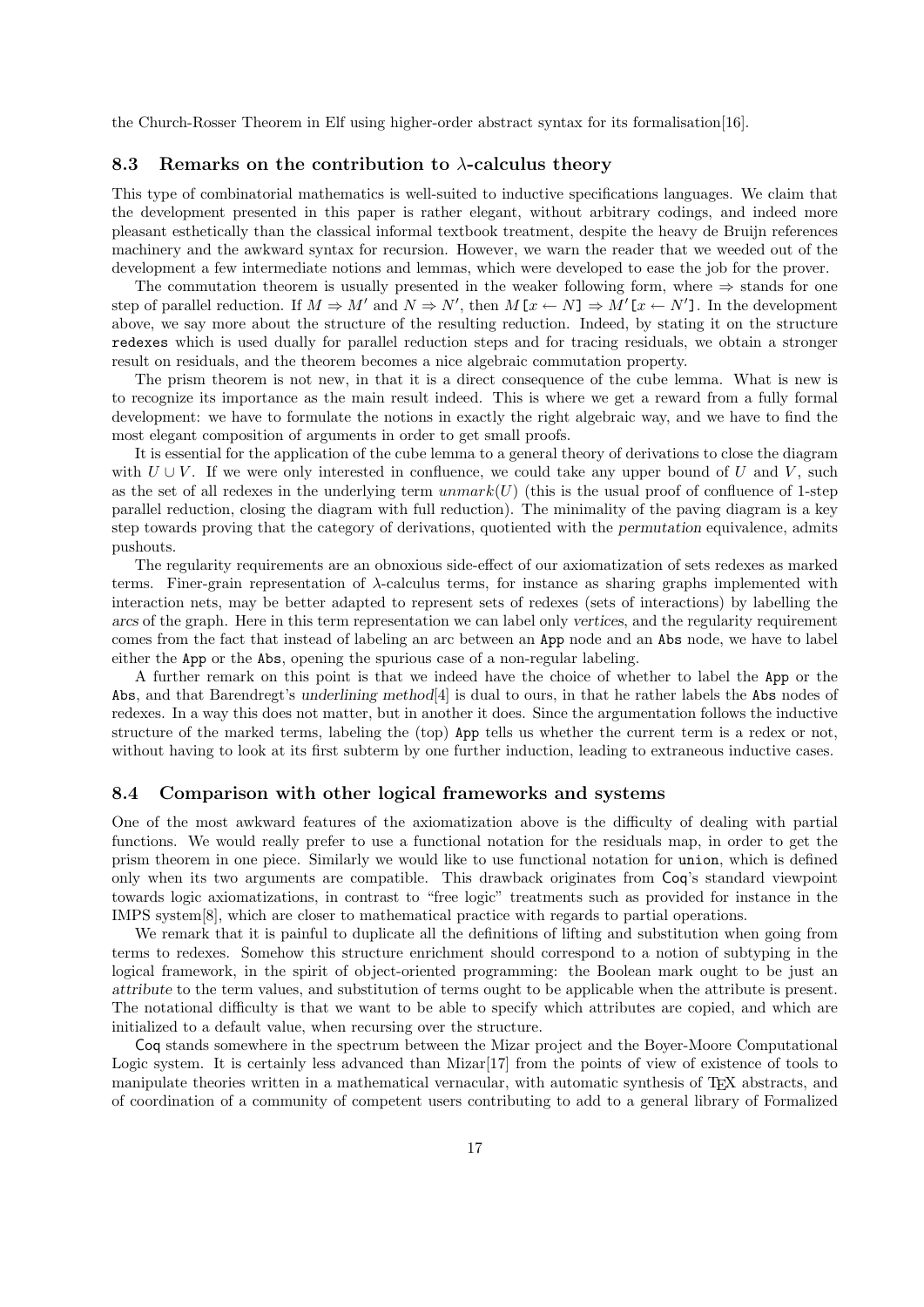the Church-Rosser Theorem in Elf using higher-order abstract syntax for its formalisation[16].

### 8.3 Remarks on the contribution to $\lambda$-calculus theory

This type of combinatorial mathematics is well-suited to inductive specifications languages. We claim that the development presented in this paper is rather elegant, without arbitrary codings, and indeed more pleasant esthetically than the classical informal textbook treatment, despite the heavy de Bruijn references machinery and the awkward syntax for recursion. However, we warn the reader that we weeded out of the development a few intermediate notions and lemmas, which were developed to ease the job for the prover.

The commutation theorem is usually presented in the weaker following form, where $\Rightarrow$ stands for one step of parallel reduction. If $M \Rightarrow M'$ and $N \Rightarrow N'$, then $M\texttt{[}x \leftarrow N\texttt{]} \Rightarrow M'\texttt{[}x \leftarrow N'\texttt{]}$. In the development above, we say more about the structure of the resulting reduction. Indeed, by stating it on the structure `redexes` which is used dually for parallel reduction steps and for tracing residuals, we obtain a stronger result on residuals, and the theorem becomes a nice algebraic commutation property.

The prism theorem is not new, in that it is a direct consequence of the cube lemma. What is new is to recognize its importance as the main result indeed. This is where we get a reward from a fully formal development: we have to formulate the notions in exactly the right algebraic way, and we have to find the most elegant composition of arguments in order to get small proofs.

It is essential for the application of the cube lemma to a general theory of derivations to close the diagram with $U \cup V$. If we were only interested in confluence, we could take any upper bound of $U$ and $V$, such as the set of all redexes in the underlying term $unmark(U)$ (this is the usual proof of confluence of 1-step parallel reduction, closing the diagram with full reduction). The minimality of the paving diagram is a key step towards proving that the category of derivations, quotiented with the *permutation* equivalence, admits pushouts.

The regularity requirements are an obnoxious side-effect of our axiomatization of sets redexes as marked terms. Finer-grain representation of $\lambda$-calculus terms, for instance as sharing graphs implemented with interaction nets, may be better adapted to represent sets of redexes (sets of interactions) by labelling the *arcs* of the graph. Here in this term representation we can label only *vertices*, and the regularity requirement comes from the fact that instead of labeling an arc between an `App` node and an `Abs` node, we have to label either the `App` or the `Abs`, opening the spurious case of a non-regular labeling.

A further remark on this point is that we indeed have the choice of whether to label the `App` or the `Abs`, and that Barendregt's *underlining method*[4] is dual to ours, in that he rather labels the `Abs` nodes of redexes. In a way this does not matter, but in another it does. Since the argumentation follows the inductive structure of the marked terms, labeling the (top) `App` tells us whether the current term is a redex or not, without having to look at its first subterm by one further induction, leading to extraneous inductive cases.

### 8.4 Comparison with other logical frameworks and systems

One of the most awkward features of the axiomatization above is the difficulty of dealing with partial functions. We would really prefer to use a functional notation for the residuals map, in order to get the prism theorem in one piece. Similarly we would like to use functional notation for `union`, which is defined only when its two arguments are compatible. This drawback originates from `Coq`'s standard viewpoint towards logic axiomatizations, in contrast to "free logic" treatments such as provided for instance in the IMPS system[8], which are closer to mathematical practice with regards to partial operations.

We remark that it is painful to duplicate all the definitions of lifting and substitution when going from terms to redexes. Somehow this structure enrichment should correspond to a notion of subtyping in the logical framework, in the spirit of object-oriented programming: the Boolean mark ought to be just an *attribute* to the term values, and substitution of terms ought to be applicable when the attribute is present. The notational difficulty is that we want to be able to specify which attributes are copied, and which are initialized to a default value, when recursing over the structure.

`Coq` stands somewhere in the spectrum between the Mizar project and the Boyer-Moore Computational Logic system. It is certainly less advanced than Mizar[17] from the points of view of existence of tools to manipulate theories written in a mathematical vernacular, with automatic synthesis of TEX abstracts, and of coordination of a community of competent users contributing to add to a general library of Formalized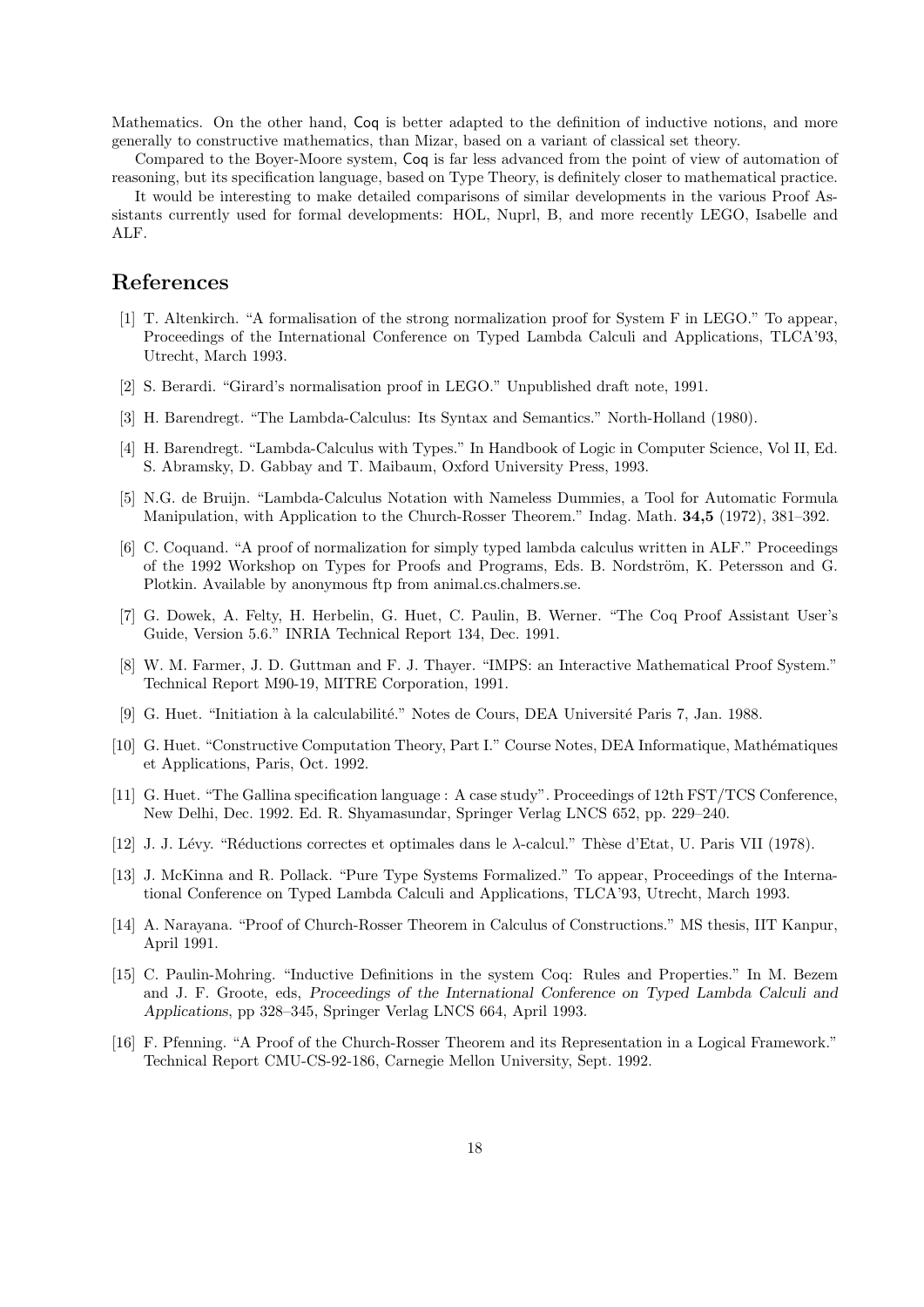Mathematics. On the other hand, Coq is better adapted to the definition of inductive notions, and more generally to constructive mathematics, than Mizar, based on a variant of classical set theory.

Compared to the Boyer-Moore system, Coq is far less advanced from the point of view of automation of reasoning, but its specification language, based on Type Theory, is definitely closer to mathematical practice.

It would be interesting to make detailed comparisons of similar developments in the various Proof Assistants currently used for formal developments: HOL, Nuprl, B, and more recently LEGO, Isabelle and ALF.

## References

[1] T. Altenkirch. "A formalisation of the strong normalization proof for System F in LEGO." To appear, Proceedings of the International Conference on Typed Lambda Calculi and Applications, TLCA'93, Utrecht, March 1993.

[2] S. Berardi. "Girard's normalisation proof in LEGO." Unpublished draft note, 1991.

[3] H. Barendregt. "The Lambda-Calculus: Its Syntax and Semantics." North-Holland (1980).

[4] H. Barendregt. "Lambda-Calculus with Types." In Handbook of Logic in Computer Science, Vol II, Ed. S. Abramsky, D. Gabbay and T. Maibaum, Oxford University Press, 1993.

[5] N.G. de Bruijn. "Lambda-Calculus Notation with Nameless Dummies, a Tool for Automatic Formula Manipulation, with Application to the Church-Rosser Theorem." Indag. Math. **34,5** (1972), 381–392.

[6] C. Coquand. "A proof of normalization for simply typed lambda calculus written in ALF." Proceedings of the 1992 Workshop on Types for Proofs and Programs, Eds. B. Nordström, K. Petersson and G. Plotkin. Available by anonymous ftp from animal.cs.chalmers.se.

[7] G. Dowek, A. Felty, H. Herbelin, G. Huet, C. Paulin, B. Werner. "The Coq Proof Assistant User's Guide, Version 5.6." INRIA Technical Report 134, Dec. 1991.

[8] W. M. Farmer, J. D. Guttman and F. J. Thayer. "IMPS: an Interactive Mathematical Proof System." Technical Report M90-19, MITRE Corporation, 1991.

[9] G. Huet. "Initiation à la calculabilité." Notes de Cours, DEA Université Paris 7, Jan. 1988.

[10] G. Huet. "Constructive Computation Theory, Part I." Course Notes, DEA Informatique, Mathématiques et Applications, Paris, Oct. 1992.

[11] G. Huet. "The Gallina specification language : A case study". Proceedings of 12th FST/TCS Conference, New Delhi, Dec. 1992. Ed. R. Shyamasundar, Springer Verlag LNCS 652, pp. 229–240.

[12] J. J. Lévy. "Réductions correctes et optimales dans le $\lambda$-calcul." Thèse d'Etat, U. Paris VII (1978).

[13] J. McKinna and R. Pollack. "Pure Type Systems Formalized." To appear, Proceedings of the International Conference on Typed Lambda Calculi and Applications, TLCA'93, Utrecht, March 1993.

[14] A. Narayana. "Proof of Church-Rosser Theorem in Calculus of Constructions." MS thesis, IIT Kanpur, April 1991.

[15] C. Paulin-Mohring. "Inductive Definitions in the system Coq: Rules and Properties." In M. Bezem and J. F. Groote, eds, *Proceedings of the International Conference on Typed Lambda Calculi and Applications*, pp 328–345, Springer Verlag LNCS 664, April 1993.

[16] F. Pfenning. "A Proof of the Church-Rosser Theorem and its Representation in a Logical Framework." Technical Report CMU-CS-92-186, Carnegie Mellon University, Sept. 1992.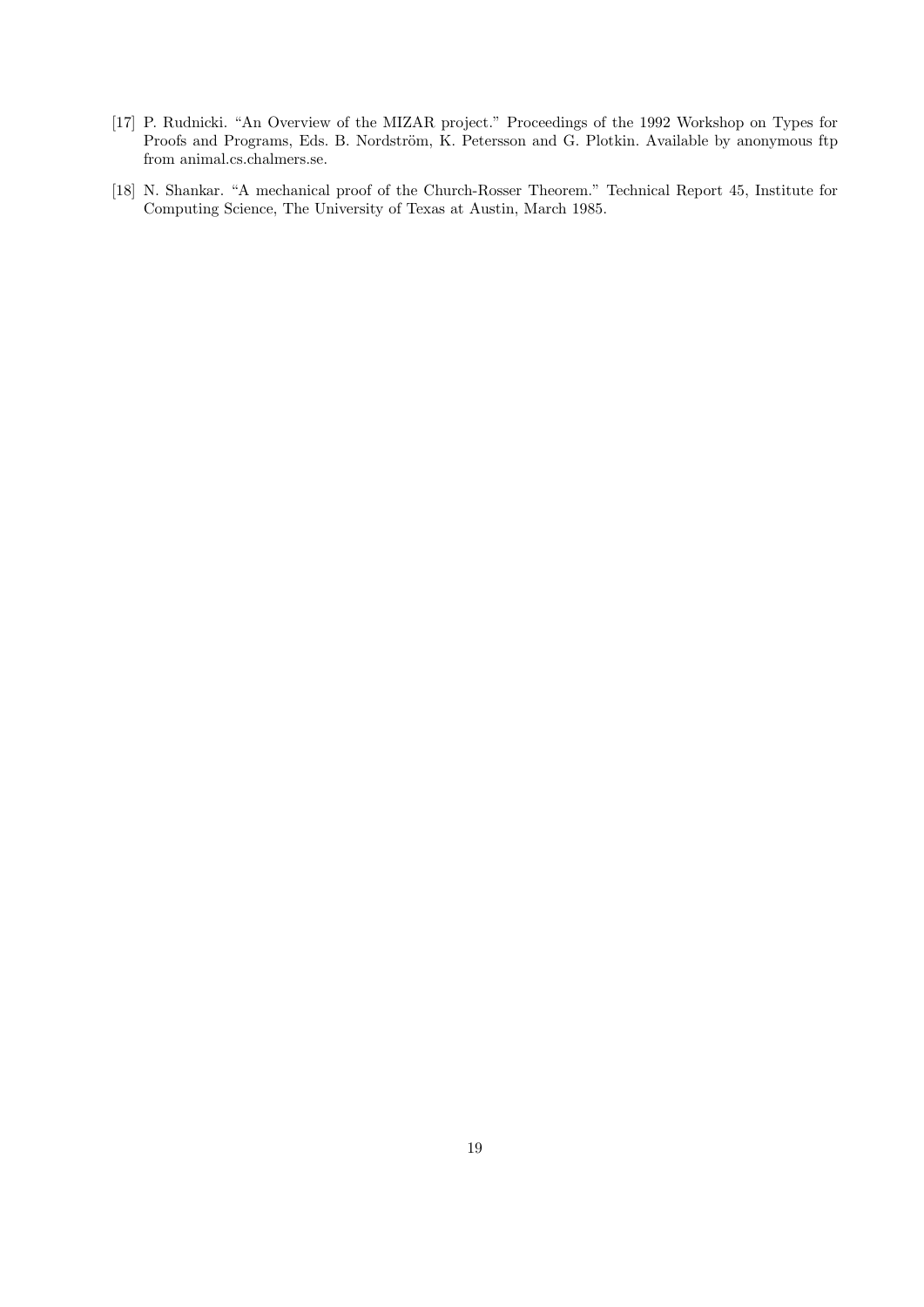[17] P. Rudnicki. "An Overview of the MIZAR project." Proceedings of the 1992 Workshop on Types for Proofs and Programs, Eds. B. Nordström, K. Petersson and G. Plotkin. Available by anonymous ftp from animal.cs.chalmers.se.

[18] N. Shankar. "A mechanical proof of the Church-Rosser Theorem." Technical Report 45, Institute for Computing Science, The University of Texas at Austin, March 1985.